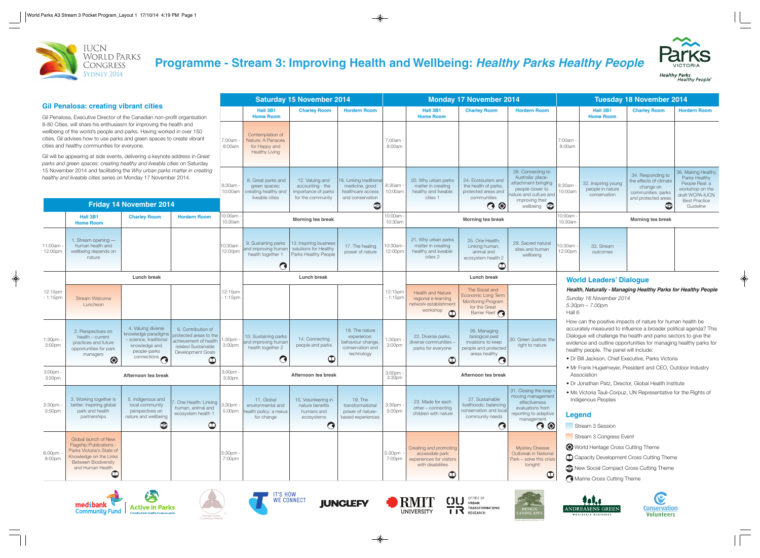# Programme - Stream 3: Improving Health and Wellbeing: *Healthy Parks Healthy People*

IUCN World Parks Congress Sydney 2014

Parks Victoria — Healthy Parks Healthy People

## Gil Penalosa: creating vibrant cities

Gil Penalosa, Executive Director of the Canadian non-profit organisation 8-80 Cities, will share his enthusiasm for improving the health and wellbeing of the world's people and parks. Having worked in over 150 cities, Gil advises how to use parks and green spaces to create vibrant cities and healthy communities for everyone.

Gil will be appearing at side events, delivering a keynote address in *Great parks and green spaces: creating healthy and liveable cities* on Saturday 15 November 2014 and facilitating the *Why urban parks matter in creating healthy and liveable cities* series on Monday 17 November 2014.

## Friday 14 November 2014

| | Hall 3B1 Home Room | Charley Room | Hordern Room |
|---|---|---|---|
| 11:00am - 12:00pm | 1. Stream opening — human health and wellbeing depends on nature | | |
| | Lunch break | | |
| 12:15pm - 1:15pm | Stream Welcome Luncheon | | |
| 1:30pm - 3:00pm | 2. Perspectives on health – current practices and future opportunities for park managers (World Heritage) | 4. Valuing diverse knowledge paradigms – science, traditional knowledge and people-parks connections (Marine) | 6. Contribution of protected areas to the achievement of health related Sustainable Development Goals (Capacity Development) |
| 3:00pm - 3:30pm | Afternoon tea break | | |
| 3:30pm - 5:00pm | 3. Working together is better: inspiring global park and health partnerships | 5. Indigenous and local community perspectives on nature and wellbeing (New Social Compact) | 7. One Health: Linking human, animal and ecosystem health 1 (Capacity Development) |
| 6:00pm - 8:00pm | Global launch of New Flagship Publications - Parks Victoria's State of Knowledge on the Links Between Biodiversity and Human Health (Capacity Development) | | |

## Saturday 15 November 2014

| | Hall 3B1 Home Room | Charley Room | Hordern Room |
|---|---|---|---|
| 7:00am - 8:00am | Contemplation of Nature: A Panacea for Happy and Healthy Living | | |
| 8:30am - 10:00am | 8. Great parks and green spaces: creating healthy and liveable cities | 12. Valuing and accounting - the importance of parks for the community | 16. Linking traditional medicine, good healthcare access and conservation (New Social Compact) |
| 10:00am - 10:30am | Morning tea break | | |
| 10:30am - 12:00pm | 9. Sustaining parks and improving human health together 1 (Marine) | 13. Inspiring business solutions for Healthy Parks Healthy People | 17. The healing power of nature |
| | Lunch break | | |
| 12:15pm - 1:15pm | | | |
| 1:30pm - 3:00pm | 10. Sustaining parks and improving human health together 2 (Marine) | 14. Connecting people and parks (Capacity Development) | 18. The nature experience: behaviour change, conservation and technology |
| 3:00pm - 3:30pm | Afternoon tea break | | |
| 3:30pm - 5:00pm | 11. Global environmental and health policy: a nexus for change | 15. Volunteering in nature benefits humans and ecosystems (Marine) | 19. The transformational power of nature-based experiences |
| 5:30pm - 7:00pm | | | |

## Monday 17 November 2014

| | Hall 3B1 Home Room | Charley Room | Hordern Room |
|---|---|---|---|
| 7:00am - 8:00am | | | |
| 8:30am - 10:00am | 20. Why urban parks matter in creating healthy and liveable cities 1 | 24. Ecotourism and the health of parks, protected areas and communities (Marine, World Heritage) | 28. Connecting to Australia: place-attachment bringing people closer to nature and culture and improving their wellbeing (New Social Compact) |
| 10:00am - 10:30am | Morning tea break | | |
| 10:30am - 12:00pm | 21. Why urban parks matter in creating healthy and liveable cities 2 | 25. One Health: Linking human, animal and ecosystem health 2 (Capacity Development) | 29. Sacred natural sites and human wellbeing |
| | Lunch break | | |
| 12:15pm - 1:15pm | Health and Nature regional e-learning network establishment workshop (Capacity Development) | The Social and Economic Long Term Monitoring Program for the Great Barrier Reef (Marine) | |
| 1:30pm - 3:00pm | 22. Diverse parks, diverse communities – parks for everyone (Capacity Development) | 26. Managing biological pest invasions to keep people and protected areas healthy (Marine) | 30. Green Justice: the right to nature |
| 3:00pm - 3:30pm | Afternoon tea break | | |
| 3:30pm - 5:00pm | 23. Made for each other – connecting children with nature | 27. Sustainable livelihoods: balancing conservation and local community needs (Marine) | 31. Closing the loop – moving management effectiveness evaluations from reporting to adaptive management (Marine, World Heritage) |
| 5:30pm - 7:00pm | Creating and promoting accessible park experiences for visitors with disabilities (Capacity Development) | | Mystery Disease Outbreak in National Park – solve this crisis tonight! (Capacity Development) |

## Tuesday 18 November 2014

| | Hall 3B1 Home Room | Charley Room | Hordern Room |
|---|---|---|---|
| 7:00am - 8:00am | | | |
| 8:30am - 10:00am | 32. Inspiring young people in nature conservation | 34. Responding to the effects of climate change on communities, parks and protected areas (New Social Compact) | 36. Making Healthy Parks Healthy People Real: a workshop on the draft WCPA-IUCN Best Practice Guideline |
| 10:00am - 10:30am | Morning tea break | | |
| 10:30am - 12:00pm | 33. Stream outcomes | | |

## World Leaders' Dialogue

***Health, Naturally - Managing Healthy Parks for Healthy People***

*Sunday 16 November 2014*
*5.30pm – 7.00pm*
Hall 6

How can the positive impacts of nature for human health be accurately measured to influence a broader political agenda? This Dialogue will challenge the health and parks sectors to give the evidence and outline opportunities for managing healthy parks for healthy people. The panel will include:

- Dr Bill Jackson, Chief Executive, Parks Victoria
- Mr Frank Hugelmeyer, President and CEO, Outdoor Industry Association
- Dr Jonathan Patz, Director, Global Health Institute
- Ms Victoria Tauli-Corpuz, UN Representative for the Rights of Indigenous Peoples

## Legend

- Stream 3 Session
- Stream 3 Congress Event
- World Heritage Cross Cutting Theme
- Capacity Development Cross Cutting Theme
- New Social Compact Cross Cutting Theme
- Marine Cross Cutting Theme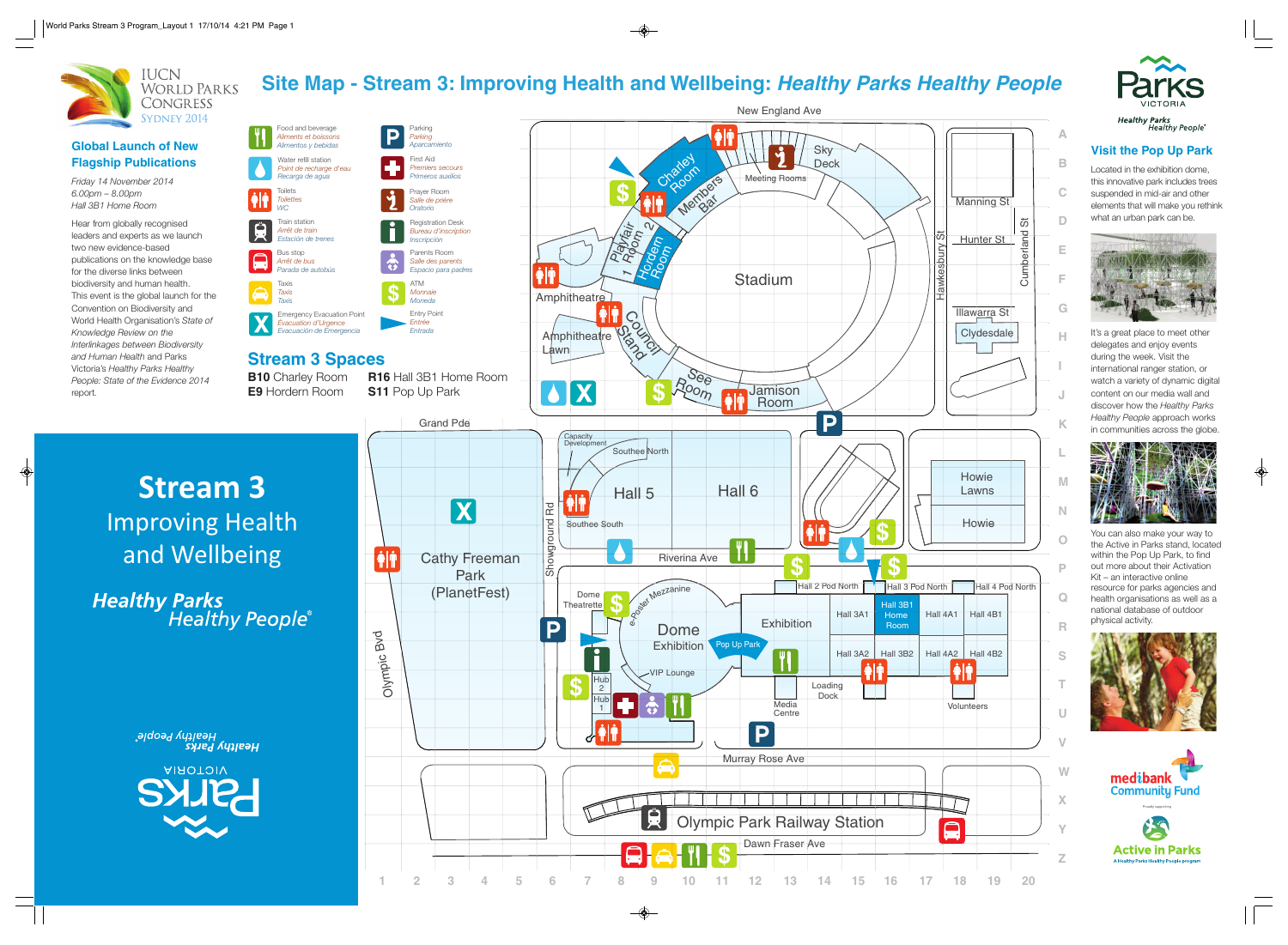# Site Map - Stream 3: Improving Health and Wellbeing: *Healthy Parks Healthy People*

IUCN World Parks Congress Sydney 2014

## Global Launch of New Flagship Publications

*Friday 14 November 2014*
*6.00pm – 8.00pm*
*Hall 3B1 Home Room*

Hear from globally recognised leaders and experts as we launch two new evidence-based publications on the knowledge base for the diverse links between biodiversity and human health. This event is the global launch for the Convention on Biodiversity and World Health Organisation's *State of Knowledge Review on the Interlinkages between Biodiversity and Human Health* and Parks Victoria's *Healthy Parks Healthy People: State of the Evidence 2014* report.

# Stream 3
Improving Health and Wellbeing

*Healthy Parks Healthy People*®

Parks Victoria

Food and beverage / *Aliments et boissons* / *Alimentos y bebidas*

Water refill station / *Point de recharge d'eau* / *Recarga de agua*

Toilets / *Toilettes* / *WC*

Train station / *Arrêt de train* / *Estación de trenes*

Bus stop / *Arrêt de bus* / *Parada de autobús*

Taxis / *Taxis* / *Taxis*

Emergency Evacuation Point / *Évacuation d'Urgence* / *Evacuación de Emergencia*

Parking / *Parking* / *Aparcamiento*

First Aid / *Premiers secours* / *Primeros auxilios*

Prayer Room / *Salle de prière* / *Oratorio*

Registration Desk / *Bureau d'inscription* / *Inscripción*

Parents Room / *Salle des parents* / *Espacio para padres*

ATM / *Monnaie* / *Moneda*

Entry Point / *Entrée* / *Entrada*

## Stream 3 Spaces

**B10** Charley Room
**E9** Hordern Room
**R16** Hall 3B1 Home Room
**S11** Pop Up Park

New England Ave, Sky Deck, Meeting Rooms, Charley Room, Members Bar, Playfair Room 2, Hordern Room, 1 Room, Stadium, Amphitheatre, Amphitheatre Lawn, Council Stand, See Room, Jamison Room, Hawkesbury St, Manning St, Hunter St, Cumberland St, Illawarra St, Clydesdale, Grand Pde, Capacity Development, Southee North, Southee South, Hall 5, Hall 6, Howie Lawns, Howie, Showground Rd, Cathy Freeman Park (PlanetFest), Riverina Ave, Olympic Bvd, Dome Theatrette, e-Poster Mezzanine, Dome Exhibition, Pop Up Park, VIP Lounge, Hub 2, Hub 1, Exhibition, Hall 2 Pod North, Hall 3 Pod North, Hall 4 Pod North, Hall 3A1, Hall 3B1 Home Room, Hall 4A1, Hall 4B1, Hall 3A2, Hall 3B2, Hall 4A2, Hall 4B2, Media Centre, Loading Dock, Volunteers, Murray Rose Ave, Olympic Park Railway Station, Dawn Fraser Ave

A B C D E F G H I J K L M N O P Q R S T U V W X Y Z

1 2 3 4 5 6 7 8 9 10 11 12 13 14 15 16 17 18 19 20

Parks Victoria — *Healthy Parks Healthy People*®

## Visit the Pop Up Park

Located in the exhibition dome, this innovative park includes trees suspended in mid-air and other elements that will make you rethink what an urban park can be.

It's a great place to meet other delegates and enjoy events during the week. Visit the international ranger station, or watch a variety of dynamic digital content on our media wall and discover how the *Healthy Parks Healthy People* approach works in communities across the globe.

You can also make your way to the Active in Parks stand, located within the Pop Up Park, to find out more about their Activation Kit – an interactive online resource for parks agencies and health organisations as well as a national database of outdoor physical activity.

medibank Community Fund

Proudly supporting

Active in Parks — A Healthy Parks Healthy People program